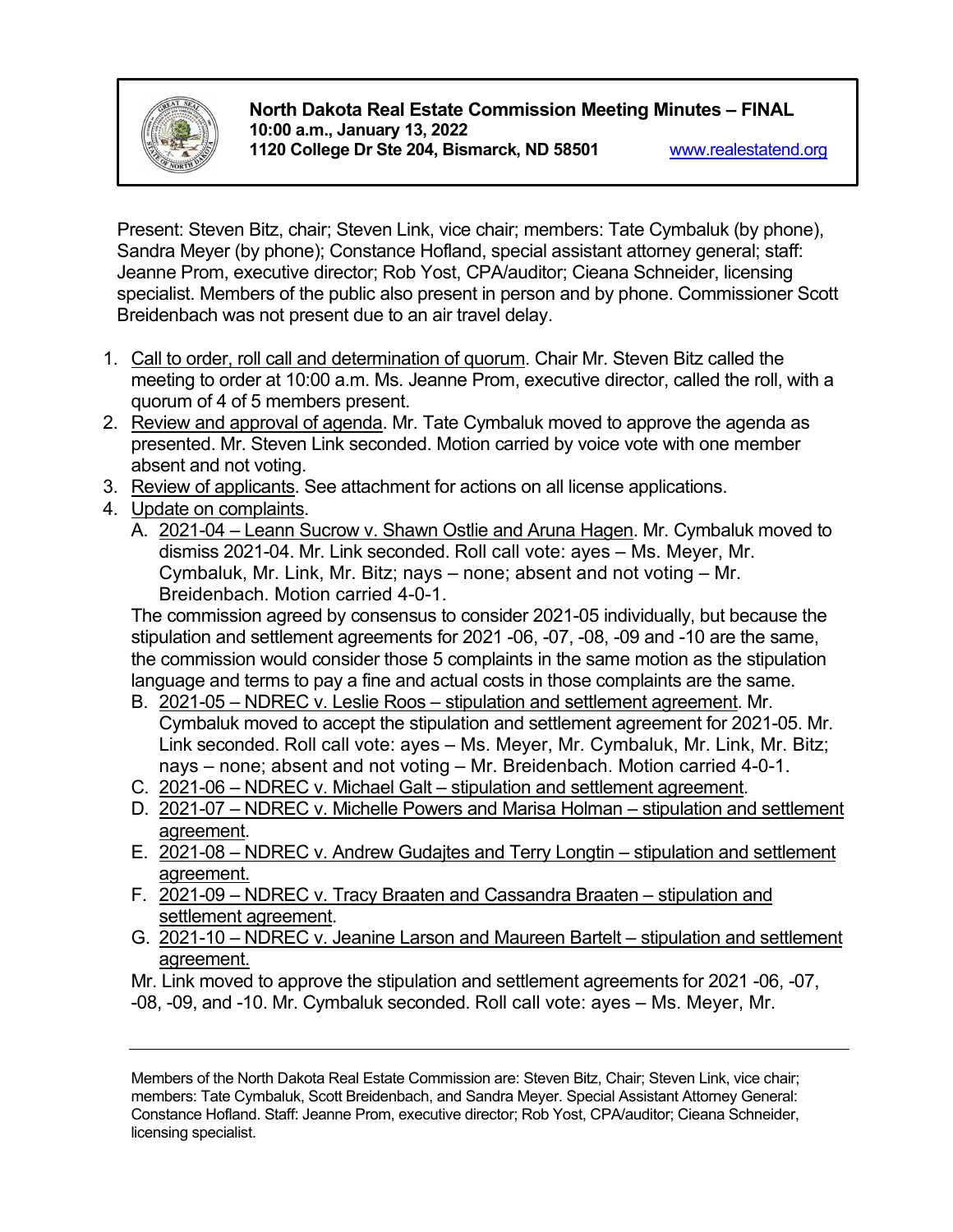**North Dakota Real Estate Commission Meeting Minutes – FINAL**
**10:00 a.m., January 13, 2022**
**1120 College Dr Ste 204, Bismarck, ND 58501** www.realestatend.org

Present: Steven Bitz, chair; Steven Link, vice chair; members: Tate Cymbaluk (by phone), Sandra Meyer (by phone); Constance Hofland, special assistant attorney general; staff: Jeanne Prom, executive director; Rob Yost, CPA/auditor; Cieana Schneider, licensing specialist. Members of the public also present in person and by phone. Commissioner Scott Breidenbach was not present due to an air travel delay.

1. Call to order, roll call and determination of quorum. Chair Mr. Steven Bitz called the meeting to order at 10:00 a.m. Ms. Jeanne Prom, executive director, called the roll, with a quorum of 4 of 5 members present.
2. Review and approval of agenda. Mr. Tate Cymbaluk moved to approve the agenda as presented. Mr. Steven Link seconded. Motion carried by voice vote with one member absent and not voting.
3. Review of applicants. See attachment for actions on all license applications.
4. Update on complaints.
   A. 2021-04 – Leann Sucrow v. Shawn Ostlie and Aruna Hagen. Mr. Cymbaluk moved to dismiss 2021-04. Mr. Link seconded. Roll call vote: ayes – Ms. Meyer, Mr. Cymbaluk, Mr. Link, Mr. Bitz; nays – none; absent and not voting – Mr. Breidenbach. Motion carried 4-0-1.

   The commission agreed by consensus to consider 2021-05 individually, but because the stipulation and settlement agreements for 2021 -06, -07, -08, -09 and -10 are the same, the commission would consider those 5 complaints in the same motion as the stipulation language and terms to pay a fine and actual costs in those complaints are the same.

   B. 2021-05 – NDREC v. Leslie Roos – stipulation and settlement agreement. Mr. Cymbaluk moved to accept the stipulation and settlement agreement for 2021-05. Mr. Link seconded. Roll call vote: ayes – Ms. Meyer, Mr. Cymbaluk, Mr. Link, Mr. Bitz; nays – none; absent and not voting – Mr. Breidenbach. Motion carried 4-0-1.
   C. 2021-06 – NDREC v. Michael Galt – stipulation and settlement agreement.
   D. 2021-07 – NDREC v. Michelle Powers and Marisa Holman – stipulation and settlement agreement.
   E. 2021-08 – NDREC v. Andrew Gudajtes and Terry Longtin – stipulation and settlement agreement.
   F. 2021-09 – NDREC v. Tracy Braaten and Cassandra Braaten – stipulation and settlement agreement.
   G. 2021-10 – NDREC v. Jeanine Larson and Maureen Bartelt – stipulation and settlement agreement.

   Mr. Link moved to approve the stipulation and settlement agreements for 2021 -06, -07, -08, -09, and -10. Mr. Cymbaluk seconded. Roll call vote: ayes – Ms. Meyer, Mr.

---

Members of the North Dakota Real Estate Commission are: Steven Bitz, Chair; Steven Link, vice chair; members: Tate Cymbaluk, Scott Breidenbach, and Sandra Meyer. Special Assistant Attorney General: Constance Hofland. Staff: Jeanne Prom, executive director; Rob Yost, CPA/auditor; Cieana Schneider, licensing specialist.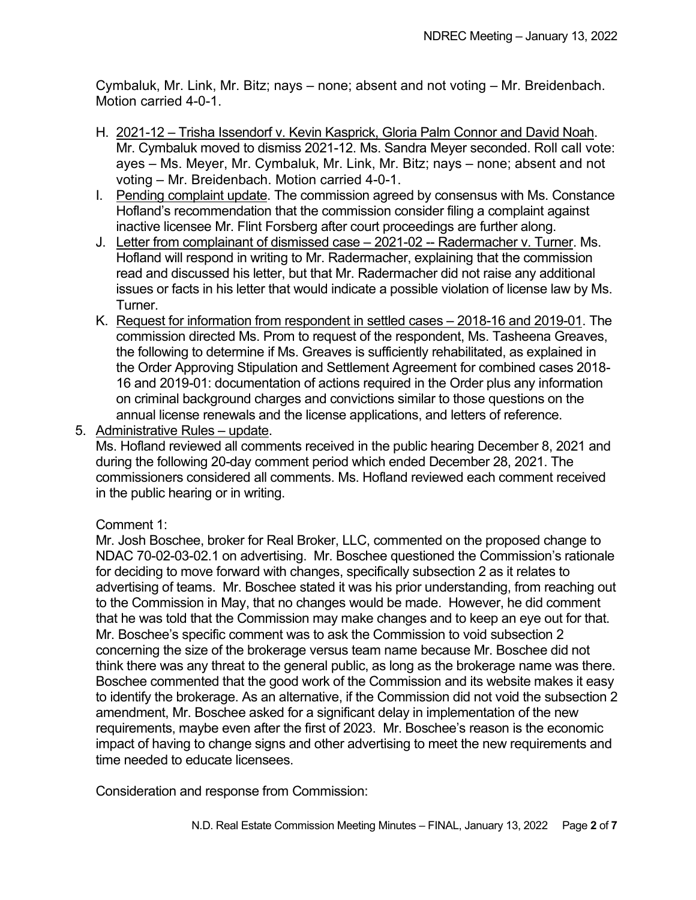Cymbaluk, Mr. Link, Mr. Bitz; nays – none; absent and not voting – Mr. Breidenbach. Motion carried 4-0-1.

H. <u>2021-12 – Trisha Issendorf v. Kevin Kasprick, Gloria Palm Connor and David Noah</u>. Mr. Cymbaluk moved to dismiss 2021-12. Ms. Sandra Meyer seconded. Roll call vote: ayes – Ms. Meyer, Mr. Cymbaluk, Mr. Link, Mr. Bitz; nays – none; absent and not voting – Mr. Breidenbach. Motion carried 4-0-1.
I. <u>Pending complaint update</u>. The commission agreed by consensus with Ms. Constance Hofland's recommendation that the commission consider filing a complaint against inactive licensee Mr. Flint Forsberg after court proceedings are further along.
J. <u>Letter from complainant of dismissed case – 2021-02 -- Radermacher v. Turner</u>. Ms. Hofland will respond in writing to Mr. Radermacher, explaining that the commission read and discussed his letter, but that Mr. Radermacher did not raise any additional issues or facts in his letter that would indicate a possible violation of license law by Ms. Turner.
K. <u>Request for information from respondent in settled cases – 2018-16 and 2019-01</u>. The commission directed Ms. Prom to request of the respondent, Ms. Tasheena Greaves, the following to determine if Ms. Greaves is sufficiently rehabilitated, as explained in the Order Approving Stipulation and Settlement Agreement for combined cases 2018-16 and 2019-01: documentation of actions required in the Order plus any information on criminal background charges and convictions similar to those questions on the annual license renewals and the license applications, and letters of reference.

5. <u>Administrative Rules – update</u>.
Ms. Hofland reviewed all comments received in the public hearing December 8, 2021 and during the following 20-day comment period which ended December 28, 2021. The commissioners considered all comments. Ms. Hofland reviewed each comment received in the public hearing or in writing.

Comment 1:
Mr. Josh Boschee, broker for Real Broker, LLC, commented on the proposed change to NDAC 70-02-03-02.1 on advertising. Mr. Boschee questioned the Commission's rationale for deciding to move forward with changes, specifically subsection 2 as it relates to advertising of teams. Mr. Boschee stated it was his prior understanding, from reaching out to the Commission in May, that no changes would be made. However, he did comment that he was told that the Commission may make changes and to keep an eye out for that. Mr. Boschee's specific comment was to ask the Commission to void subsection 2 concerning the size of the brokerage versus team name because Mr. Boschee did not think there was any threat to the general public, as long as the brokerage name was there. Boschee commented that the good work of the Commission and its website makes it easy to identify the brokerage. As an alternative, if the Commission did not void the subsection 2 amendment, Mr. Boschee asked for a significant delay in implementation of the new requirements, maybe even after the first of 2023. Mr. Boschee's reason is the economic impact of having to change signs and other advertising to meet the new requirements and time needed to educate licensees.

Consideration and response from Commission: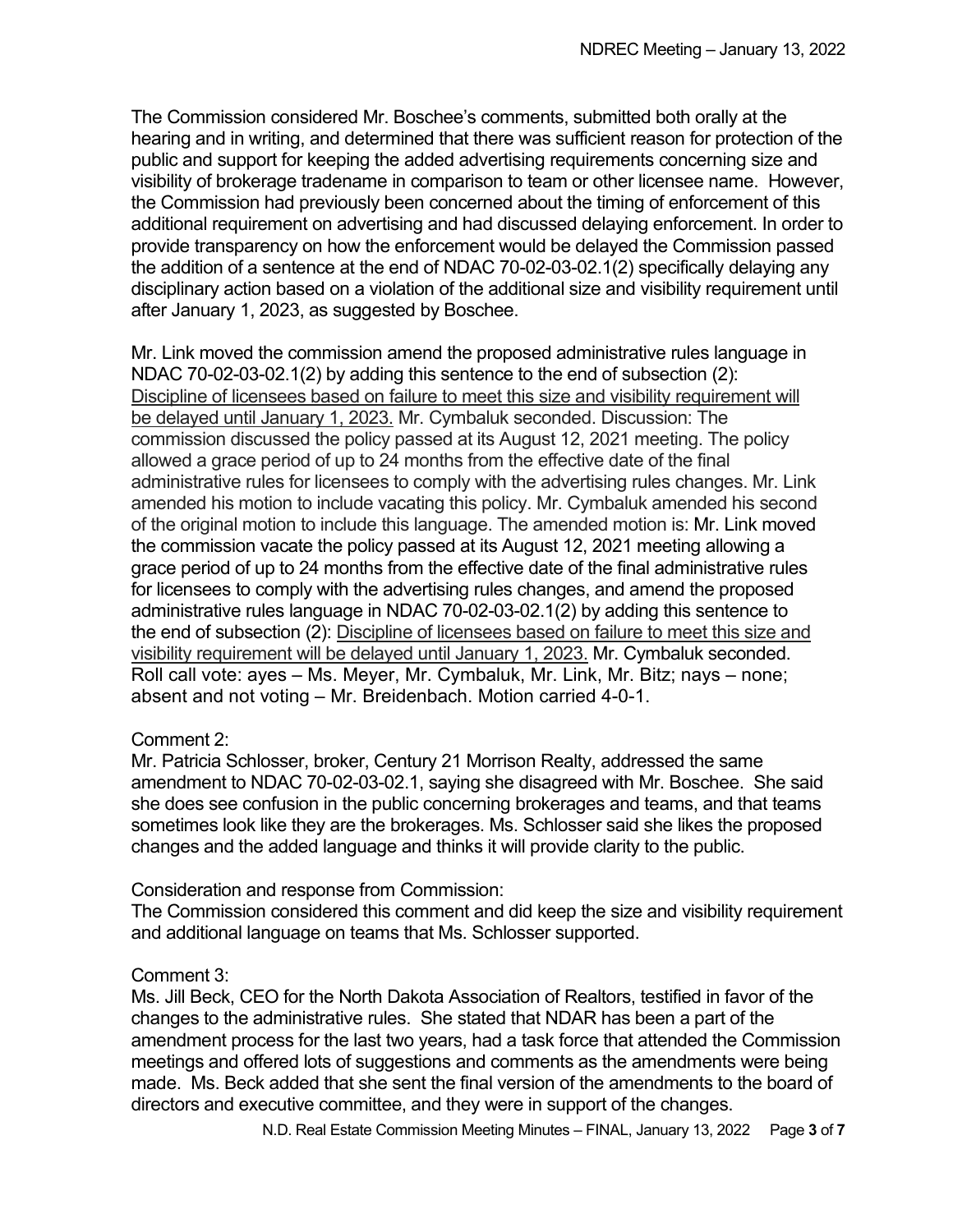The Commission considered Mr. Boschee's comments, submitted both orally at the hearing and in writing, and determined that there was sufficient reason for protection of the public and support for keeping the added advertising requirements concerning size and visibility of brokerage tradename in comparison to team or other licensee name. However, the Commission had previously been concerned about the timing of enforcement of this additional requirement on advertising and had discussed delaying enforcement. In order to provide transparency on how the enforcement would be delayed the Commission passed the addition of a sentence at the end of NDAC 70-02-03-02.1(2) specifically delaying any disciplinary action based on a violation of the additional size and visibility requirement until after January 1, 2023, as suggested by Boschee.

Mr. Link moved the commission amend the proposed administrative rules language in NDAC 70-02-03-02.1(2) by adding this sentence to the end of subsection (2): <u>Discipline of licensees based on failure to meet this size and visibility requirement will be delayed until January 1, 2023.</u> Mr. Cymbaluk seconded. Discussion: The commission discussed the policy passed at its August 12, 2021 meeting. The policy allowed a grace period of up to 24 months from the effective date of the final administrative rules for licensees to comply with the advertising rules changes. Mr. Link amended his motion to include vacating this policy. Mr. Cymbaluk amended his second of the original motion to include this language. The amended motion is: Mr. Link moved the commission vacate the policy passed at its August 12, 2021 meeting allowing a grace period of up to 24 months from the effective date of the final administrative rules for licensees to comply with the advertising rules changes, and amend the proposed administrative rules language in NDAC 70-02-03-02.1(2) by adding this sentence to the end of subsection (2): <u>Discipline of licensees based on failure to meet this size and visibility requirement will be delayed until January 1, 2023.</u> Mr. Cymbaluk seconded. Roll call vote: ayes – Ms. Meyer, Mr. Cymbaluk, Mr. Link, Mr. Bitz; nays – none; absent and not voting – Mr. Breidenbach. Motion carried 4-0-1.

Comment 2:
Mr. Patricia Schlosser, broker, Century 21 Morrison Realty, addressed the same amendment to NDAC 70-02-03-02.1, saying she disagreed with Mr. Boschee. She said she does see confusion in the public concerning brokerages and teams, and that teams sometimes look like they are the brokerages. Ms. Schlosser said she likes the proposed changes and the added language and thinks it will provide clarity to the public.

Consideration and response from Commission:
The Commission considered this comment and did keep the size and visibility requirement and additional language on teams that Ms. Schlosser supported.

Comment 3:
Ms. Jill Beck, CEO for the North Dakota Association of Realtors, testified in favor of the changes to the administrative rules. She stated that NDAR has been a part of the amendment process for the last two years, had a task force that attended the Commission meetings and offered lots of suggestions and comments as the amendments were being made. Ms. Beck added that she sent the final version of the amendments to the board of directors and executive committee, and they were in support of the changes.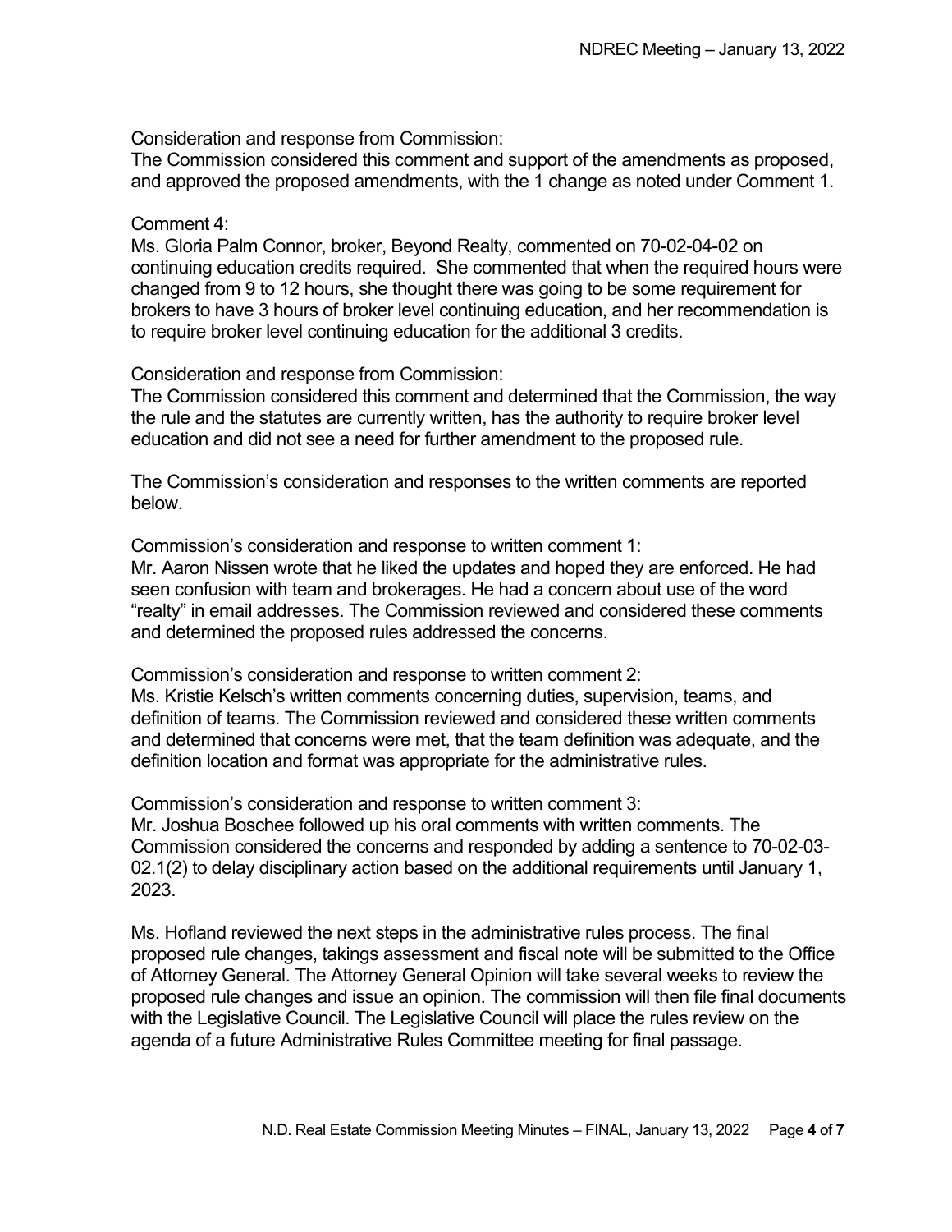Consideration and response from Commission:
The Commission considered this comment and support of the amendments as proposed, and approved the proposed amendments, with the 1 change as noted under Comment 1.

Comment 4:
Ms. Gloria Palm Connor, broker, Beyond Realty, commented on 70-02-04-02 on continuing education credits required. She commented that when the required hours were changed from 9 to 12 hours, she thought there was going to be some requirement for brokers to have 3 hours of broker level continuing education, and her recommendation is to require broker level continuing education for the additional 3 credits.

Consideration and response from Commission:
The Commission considered this comment and determined that the Commission, the way the rule and the statutes are currently written, has the authority to require broker level education and did not see a need for further amendment to the proposed rule.

The Commission's consideration and responses to the written comments are reported below.

Commission's consideration and response to written comment 1:
Mr. Aaron Nissen wrote that he liked the updates and hoped they are enforced. He had seen confusion with team and brokerages. He had a concern about use of the word "realty" in email addresses. The Commission reviewed and considered these comments and determined the proposed rules addressed the concerns.

Commission's consideration and response to written comment 2:
Ms. Kristie Kelsch's written comments concerning duties, supervision, teams, and definition of teams. The Commission reviewed and considered these written comments and determined that concerns were met, that the team definition was adequate, and the definition location and format was appropriate for the administrative rules.

Commission's consideration and response to written comment 3:
Mr. Joshua Boschee followed up his oral comments with written comments. The Commission considered the concerns and responded by adding a sentence to 70-02-03-02.1(2) to delay disciplinary action based on the additional requirements until January 1, 2023.

Ms. Hofland reviewed the next steps in the administrative rules process. The final proposed rule changes, takings assessment and fiscal note will be submitted to the Office of Attorney General. The Attorney General Opinion will take several weeks to review the proposed rule changes and issue an opinion. The commission will then file final documents with the Legislative Council. The Legislative Council will place the rules review on the agenda of a future Administrative Rules Committee meeting for final passage.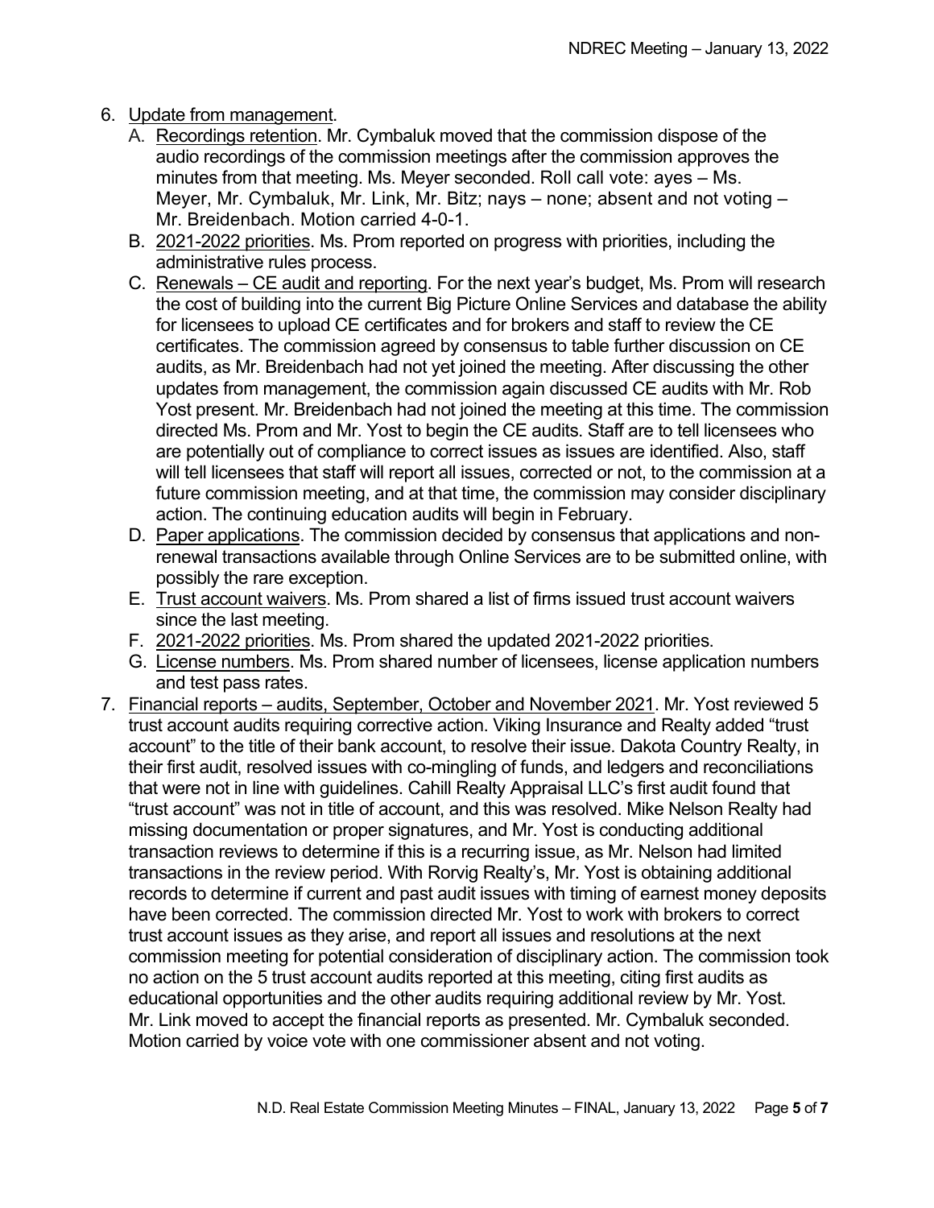6. Update from management.
   A. Recordings retention. Mr. Cymbaluk moved that the commission dispose of the audio recordings of the commission meetings after the commission approves the minutes from that meeting. Ms. Meyer seconded. Roll call vote: ayes – Ms. Meyer, Mr. Cymbaluk, Mr. Link, Mr. Bitz; nays – none; absent and not voting – Mr. Breidenbach. Motion carried 4-0-1.
   B. 2021-2022 priorities. Ms. Prom reported on progress with priorities, including the administrative rules process.
   C. Renewals – CE audit and reporting. For the next year's budget, Ms. Prom will research the cost of building into the current Big Picture Online Services and database the ability for licensees to upload CE certificates and for brokers and staff to review the CE certificates. The commission agreed by consensus to table further discussion on CE audits, as Mr. Breidenbach had not yet joined the meeting. After discussing the other updates from management, the commission again discussed CE audits with Mr. Rob Yost present. Mr. Breidenbach had not joined the meeting at this time. The commission directed Ms. Prom and Mr. Yost to begin the CE audits. Staff are to tell licensees who are potentially out of compliance to correct issues as issues are identified. Also, staff will tell licensees that staff will report all issues, corrected or not, to the commission at a future commission meeting, and at that time, the commission may consider disciplinary action. The continuing education audits will begin in February.
   D. Paper applications. The commission decided by consensus that applications and non-renewal transactions available through Online Services are to be submitted online, with possibly the rare exception.
   E. Trust account waivers. Ms. Prom shared a list of firms issued trust account waivers since the last meeting.
   F. 2021-2022 priorities. Ms. Prom shared the updated 2021-2022 priorities.
   G. License numbers. Ms. Prom shared number of licensees, license application numbers and test pass rates.
7. Financial reports – audits, September, October and November 2021. Mr. Yost reviewed 5 trust account audits requiring corrective action. Viking Insurance and Realty added "trust account" to the title of their bank account, to resolve their issue. Dakota Country Realty, in their first audit, resolved issues with co-mingling of funds, and ledgers and reconciliations that were not in line with guidelines. Cahill Realty Appraisal LLC's first audit found that "trust account" was not in title of account, and this was resolved. Mike Nelson Realty had missing documentation or proper signatures, and Mr. Yost is conducting additional transaction reviews to determine if this is a recurring issue, as Mr. Nelson had limited transactions in the review period. With Rorvig Realty's, Mr. Yost is obtaining additional records to determine if current and past audit issues with timing of earnest money deposits have been corrected. The commission directed Mr. Yost to work with brokers to correct trust account issues as they arise, and report all issues and resolutions at the next commission meeting for potential consideration of disciplinary action. The commission took no action on the 5 trust account audits reported at this meeting, citing first audits as educational opportunities and the other audits requiring additional review by Mr. Yost. Mr. Link moved to accept the financial reports as presented. Mr. Cymbaluk seconded. Motion carried by voice vote with one commissioner absent and not voting.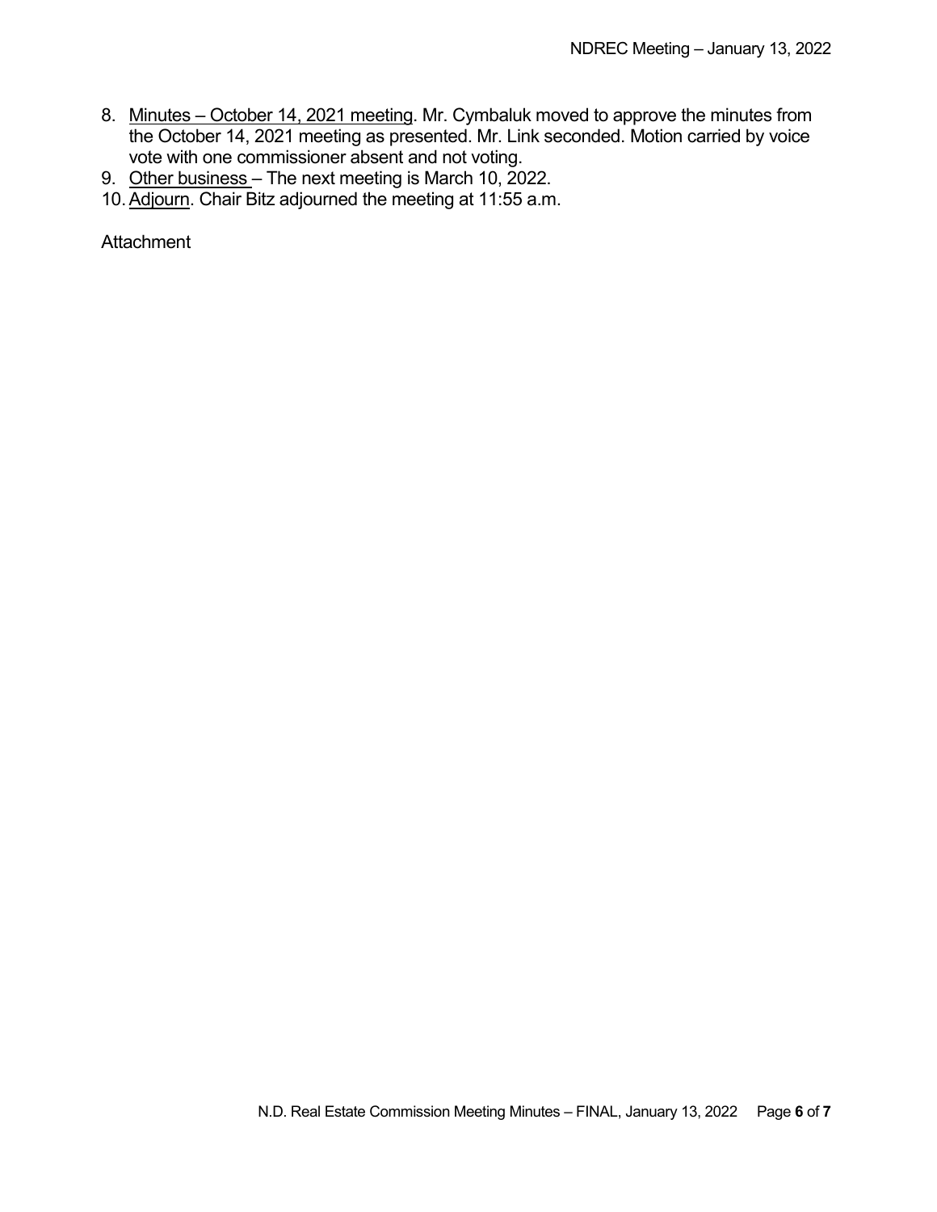8. Minutes – October 14, 2021 meeting. Mr. Cymbaluk moved to approve the minutes from the October 14, 2021 meeting as presented. Mr. Link seconded. Motion carried by voice vote with one commissioner absent and not voting.
9. Other business – The next meeting is March 10, 2022.
10. Adjourn. Chair Bitz adjourned the meeting at 11:55 a.m.

Attachment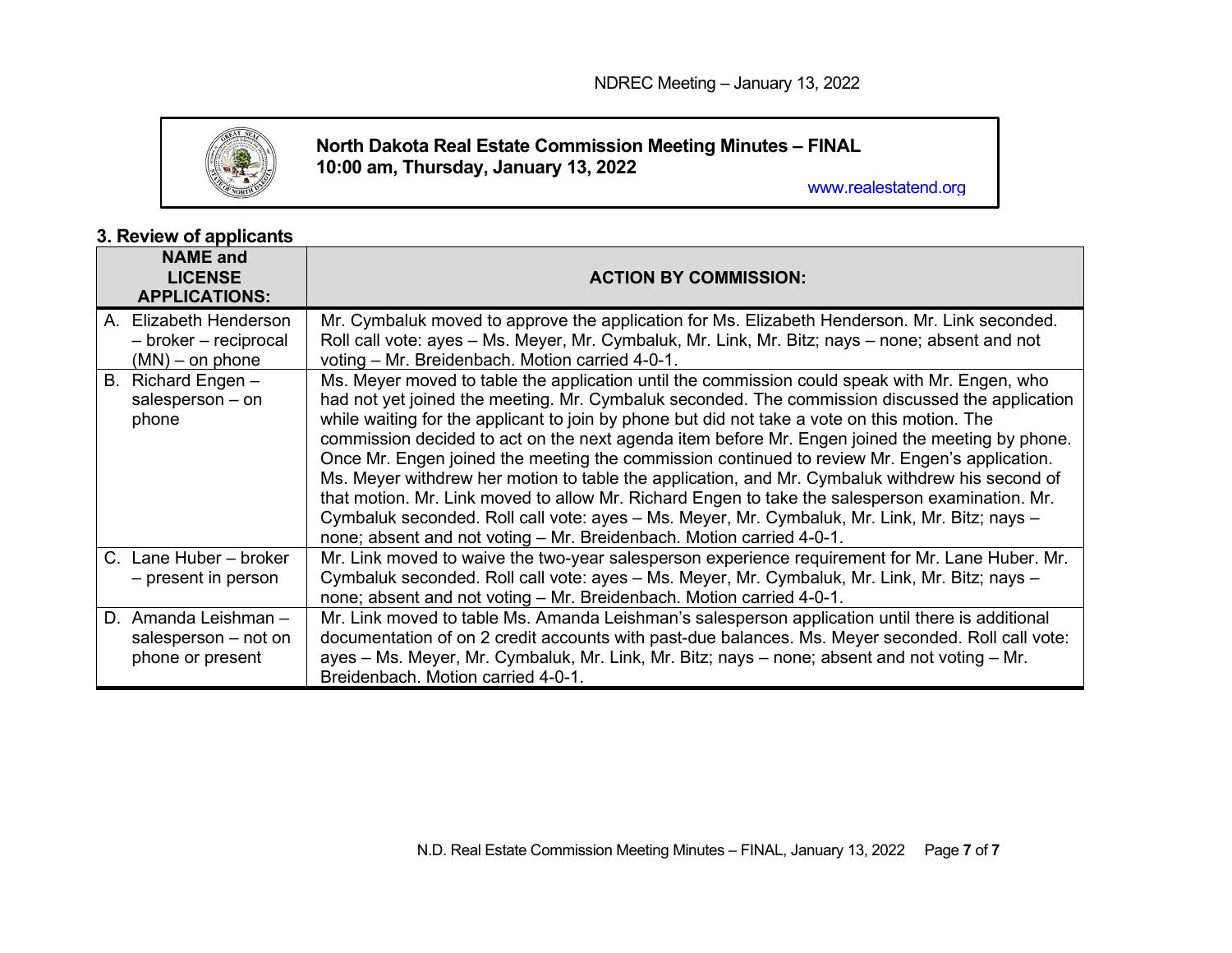**North Dakota Real Estate Commission Meeting Minutes – FINAL**
**10:00 am, Thursday, January 13, 2022**

www.realestatend.org

## 3. Review of applicants

| NAME and LICENSE APPLICATIONS: | ACTION BY COMMISSION: |
|---|---|
| A. Elizabeth Henderson – broker – reciprocal (MN) – on phone | Mr. Cymbaluk moved to approve the application for Ms. Elizabeth Henderson. Mr. Link seconded. Roll call vote: ayes – Ms. Meyer, Mr. Cymbaluk, Mr. Link, Mr. Bitz; nays – none; absent and not voting – Mr. Breidenbach. Motion carried 4-0-1. |
| B. Richard Engen – salesperson – on phone | Ms. Meyer moved to table the application until the commission could speak with Mr. Engen, who had not yet joined the meeting. Mr. Cymbaluk seconded. The commission discussed the application while waiting for the applicant to join by phone but did not take a vote on this motion. The commission decided to act on the next agenda item before Mr. Engen joined the meeting by phone. Once Mr. Engen joined the meeting the commission continued to review Mr. Engen's application. Ms. Meyer withdrew her motion to table the application, and Mr. Cymbaluk withdrew his second of that motion. Mr. Link moved to allow Mr. Richard Engen to take the salesperson examination. Mr. Cymbaluk seconded. Roll call vote: ayes – Ms. Meyer, Mr. Cymbaluk, Mr. Link, Mr. Bitz; nays – none; absent and not voting – Mr. Breidenbach. Motion carried 4-0-1. |
| C. Lane Huber – broker – present in person | Mr. Link moved to waive the two-year salesperson experience requirement for Mr. Lane Huber. Mr. Cymbaluk seconded. Roll call vote: ayes – Ms. Meyer, Mr. Cymbaluk, Mr. Link, Mr. Bitz; nays – none; absent and not voting – Mr. Breidenbach. Motion carried 4-0-1. |
| D. Amanda Leishman – salesperson – not on phone or present | Mr. Link moved to table Ms. Amanda Leishman's salesperson application until there is additional documentation of on 2 credit accounts with past-due balances. Ms. Meyer seconded. Roll call vote: ayes – Ms. Meyer, Mr. Cymbaluk, Mr. Link, Mr. Bitz; nays – none; absent and not voting – Mr. Breidenbach. Motion carried 4-0-1. |